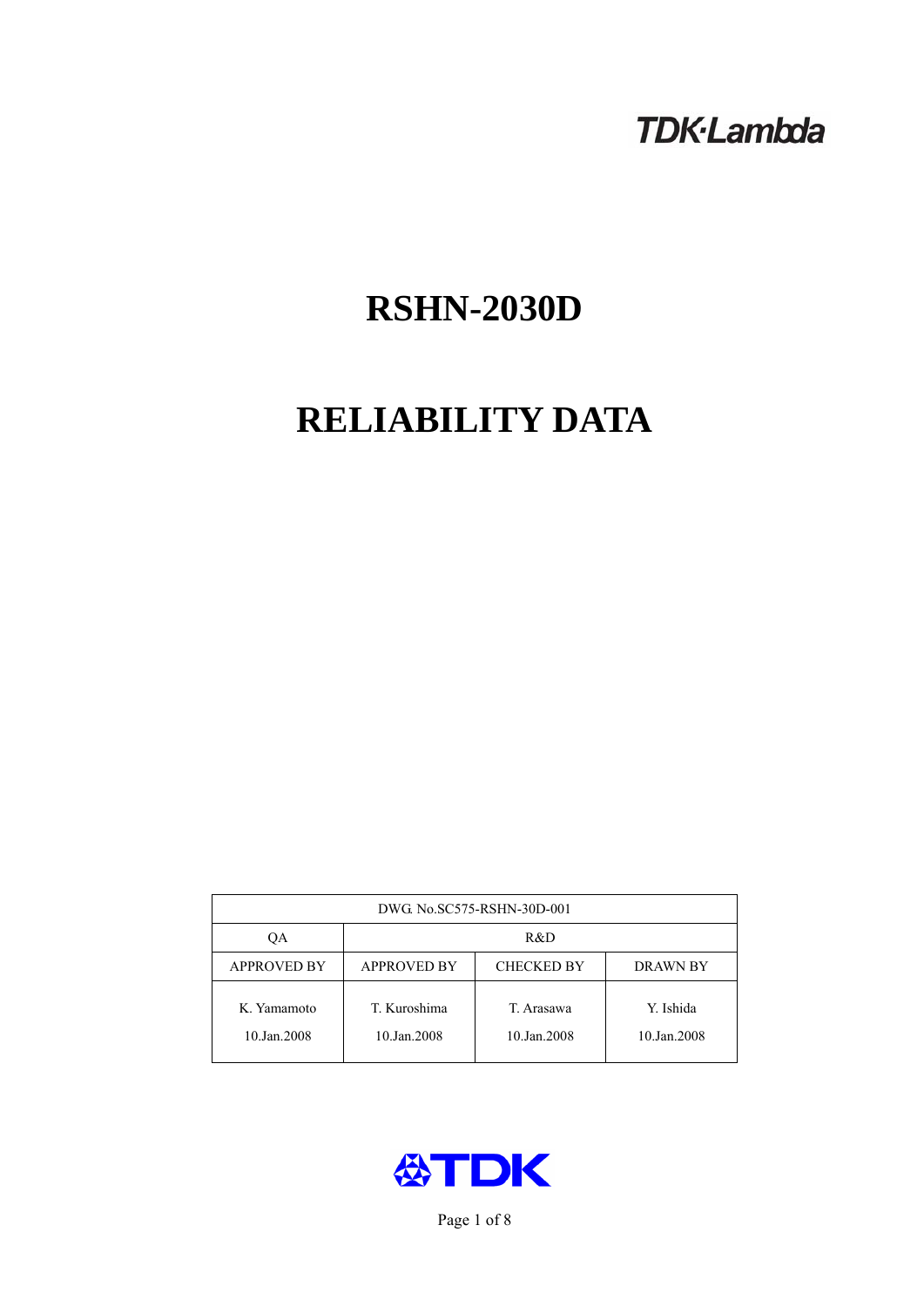TDK·Lambda

# RSHN-2030D

# RELIABILITY DATA

| DWG. No.SC575-RSHN-30D-001 | | | |
|---|---|---|---|
| QA | R&D | | |
| APPROVED BY | APPROVED BY | CHECKED BY | DRAWN BY |
| K. Yamamoto<br>10.Jan.2008 | T. Kuroshima<br>10.Jan.2008 | T. Arasawa<br>10.Jan.2008 | Y. Ishida<br>10.Jan.2008 |

TDK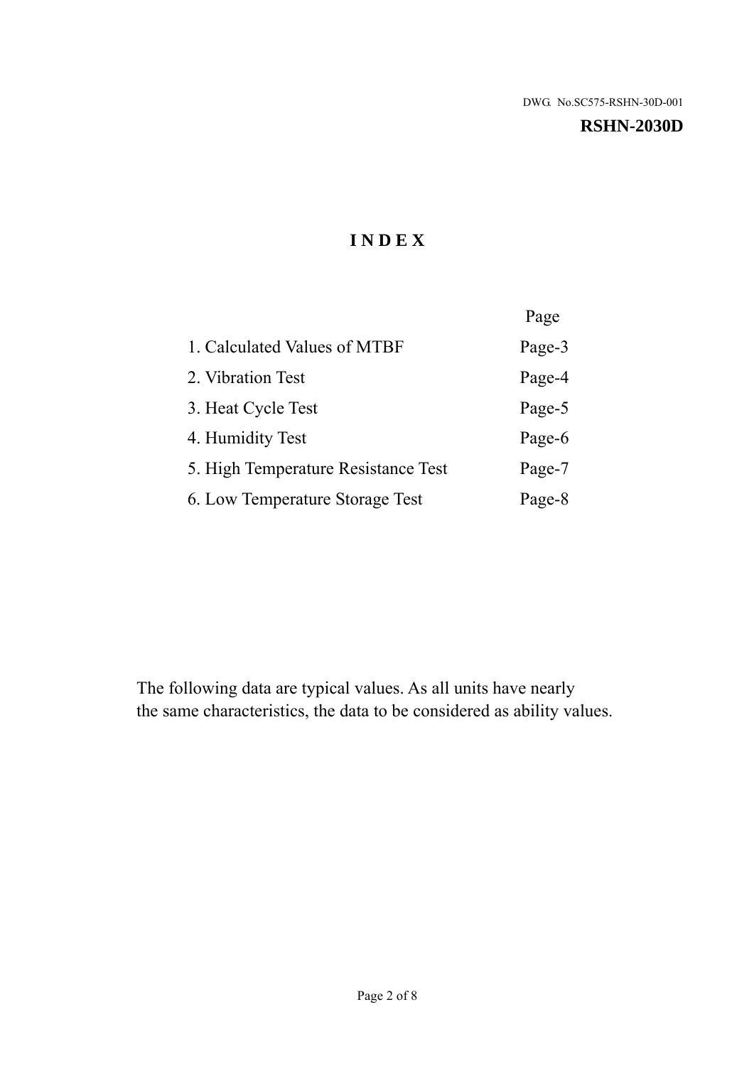DWG. No.SC575-RSHN-30D-001

**RSHN-2030D**

# INDEX

| | Page |
|---|---|
| 1. Calculated Values of MTBF | Page-3 |
| 2. Vibration Test | Page-4 |
| 3. Heat Cycle Test | Page-5 |
| 4. Humidity Test | Page-6 |
| 5. High Temperature Resistance Test | Page-7 |
| 6. Low Temperature Storage Test | Page-8 |

The following data are typical values. As all units have nearly the same characteristics, the data to be considered as ability values.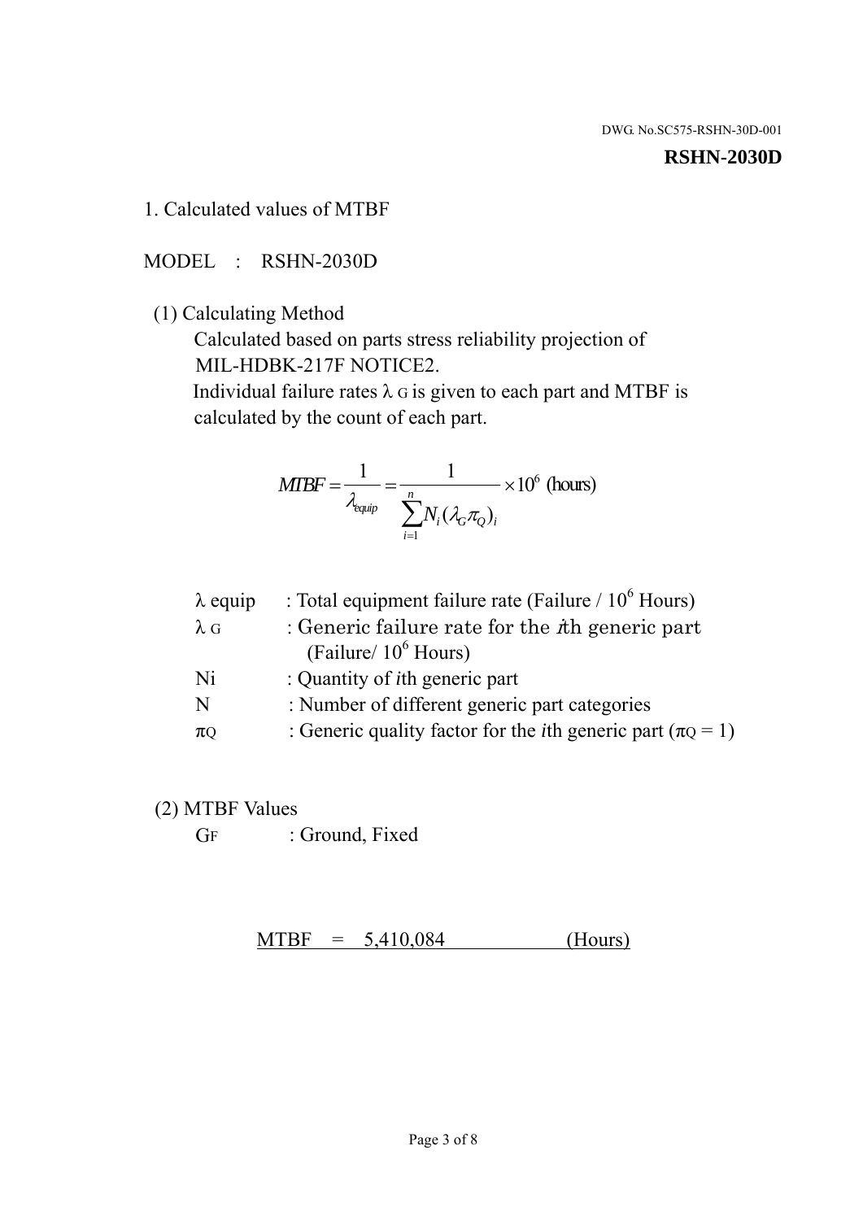DWG. No.SC575-RSHN-30D-001

**RSHN-2030D**

## 1. Calculated values of MTBF

MODEL : RSHN-2030D

(1) Calculating Method

Calculated based on parts stress reliability projection of MIL-HDBK-217F NOTICE2.

Individual failure rates $\lambda_G$ is given to each part and MTBF is calculated by the count of each part.

$$MTBF = \frac{1}{\lambda_{equip}} = \frac{1}{\sum_{i=1}^{n} N_i (\lambda_G \pi_Q)_i} \times 10^6 \text{ (hours)}$$

| | |
|---|---|
| $\lambda$ equip | : Total equipment failure rate (Failure / $10^6$ Hours) |
| $\lambda_G$ | : Generic failure rate for the $i$th generic part (Failure/ $10^6$ Hours) |
| Ni | : Quantity of $i$th generic part |
| N | : Number of different generic part categories |
| $\pi_Q$ | : Generic quality factor for the $i$th generic part ($\pi_Q = 1$) |

(2) MTBF Values

$G_F$ : Ground, Fixed

MTBF = 5,410,084 (Hours)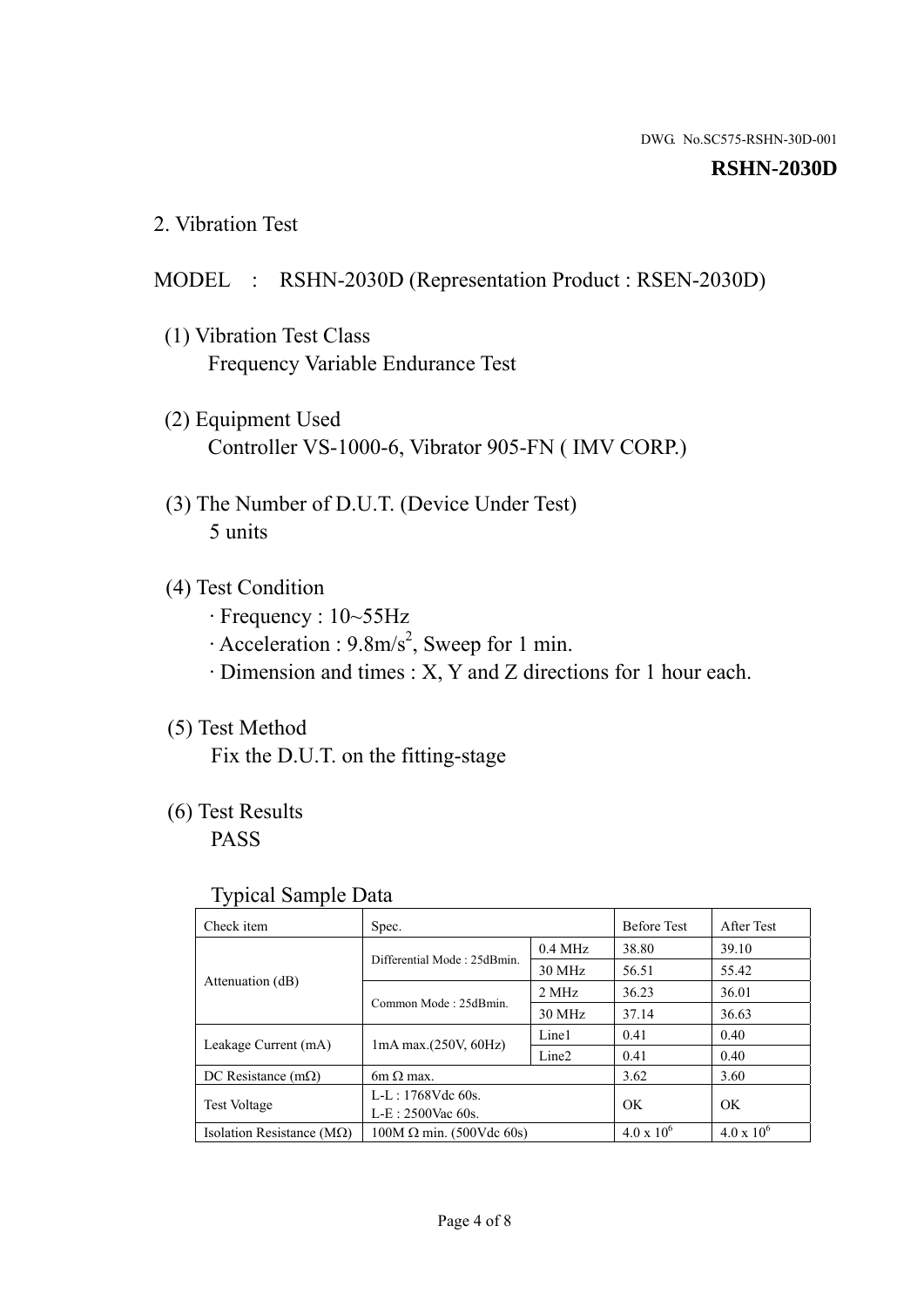DWG. No.SC575-RSHN-30D-001

**RSHN-2030D**

## 2. Vibration Test

MODEL : RSHN-2030D (Representation Product : RSEN-2030D)

(1) Vibration Test Class
Frequency Variable Endurance Test

(2) Equipment Used
Controller VS-1000-6, Vibrator 905-FN ( IMV CORP.)

(3) The Number of D.U.T. (Device Under Test)
5 units

(4) Test Condition
· Frequency : 10~55Hz
· Acceleration : 9.8m/s$^2$, Sweep for 1 min.
· Dimension and times : X, Y and Z directions for 1 hour each.

(5) Test Method
Fix the D.U.T. on the fitting-stage

(6) Test Results
PASS

Typical Sample Data

| Check item | Spec. | | Before Test | After Test |
|---|---|---|---|---|
| Attenuation (dB) | Differential Mode : 25dBmin. | 0.4 MHz | 38.80 | 39.10 |
| | | 30 MHz | 56.51 | 55.42 |
| | Common Mode : 25dBmin. | 2 MHz | 36.23 | 36.01 |
| | | 30 MHz | 37.14 | 36.63 |
| Leakage Current (mA) | 1mA max.(250V, 60Hz) | Line1 | 0.41 | 0.40 |
| | | Line2 | 0.41 | 0.40 |
| DC Resistance (mΩ) | 6m Ω max. | | 3.62 | 3.60 |
| Test Voltage | L-L : 1768Vdc 60s. L-E : 2500Vac 60s. | | OK | OK |
| Isolation Resistance (MΩ) | 100M Ω min. (500Vdc 60s) | | $4.0 \times 10^6$ | $4.0 \times 10^6$ |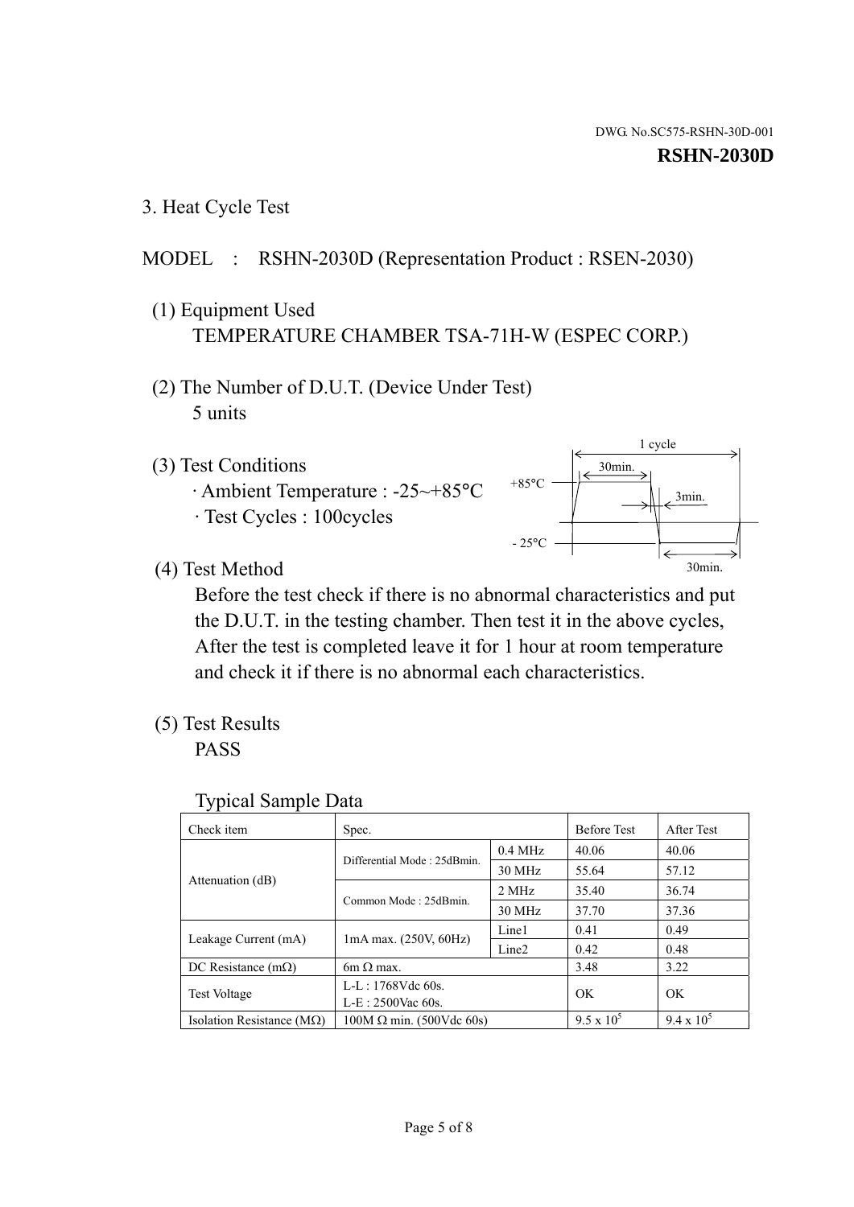DWG. No.SC575-RSHN-30D-001

**RSHN-2030D**

3. Heat Cycle Test

MODEL : RSHN-2030D (Representation Product : RSEN-2030)

(1) Equipment Used

TEMPERATURE CHAMBER TSA-71H-W (ESPEC CORP.)

(2) The Number of D.U.T. (Device Under Test)

5 units

(3) Test Conditions

· Ambient Temperature : -25~+85°C

· Test Cycles : 100cycles

1 cycle: +85°C 30min., 3min. transition, -25°C 30min.

(4) Test Method

Before the test check if there is no abnormal characteristics and put the D.U.T. in the testing chamber. Then test it in the above cycles, After the test is completed leave it for 1 hour at room temperature and check it if there is no abnormal each characteristics.

(5) Test Results

PASS

Typical Sample Data

| Check item | Spec. | | Before Test | After Test |
|---|---|---|---|---|
| Attenuation (dB) | Differential Mode : 25dBmin. | 0.4 MHz | 40.06 | 40.06 |
| | | 30 MHz | 55.64 | 57.12 |
| | Common Mode : 25dBmin. | 2 MHz | 35.40 | 36.74 |
| | | 30 MHz | 37.70 | 37.36 |
| Leakage Current (mA) | 1mA max. (250V, 60Hz) | Line1 | 0.41 | 0.49 |
| | | Line2 | 0.42 | 0.48 |
| DC Resistance (mΩ) | 6m Ω max. | | 3.48 | 3.22 |
| Test Voltage | L-L : 1768Vdc 60s. L-E : 2500Vac 60s. | | OK | OK |
| Isolation Resistance (MΩ) | 100M Ω min. (500Vdc 60s) | | $9.5 \times 10^5$ | $9.4 \times 10^5$ |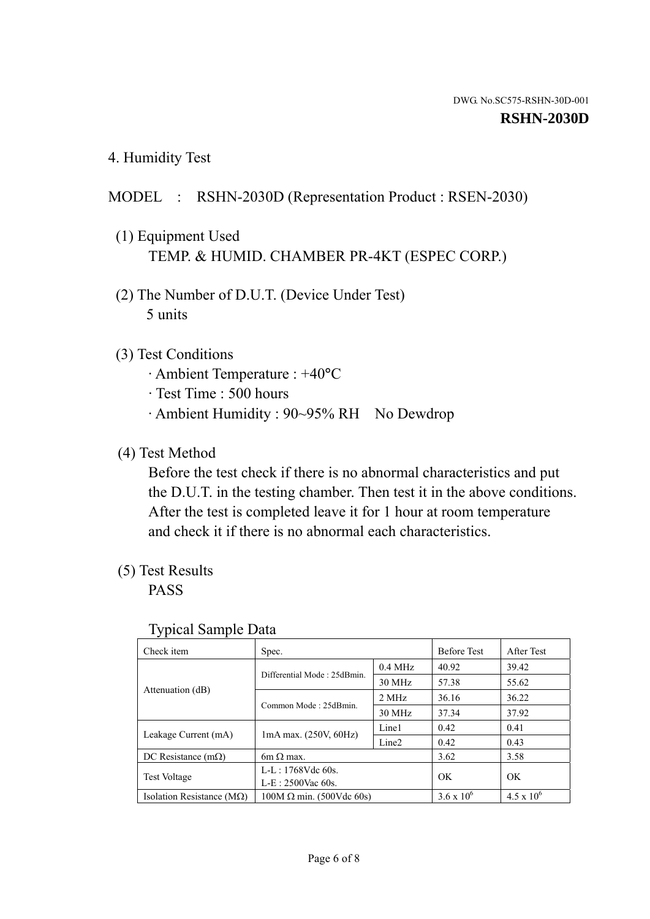DWG. No.SC575-RSHN-30D-001

**RSHN-2030D**

## 4. Humidity Test

MODEL : RSHN-2030D (Representation Product : RSEN-2030)

(1) Equipment Used

TEMP. & HUMID. CHAMBER PR-4KT (ESPEC CORP.)

(2) The Number of D.U.T. (Device Under Test)

5 units

(3) Test Conditions

· Ambient Temperature : +40°C
· Test Time : 500 hours
· Ambient Humidity : 90~95% RH No Dewdrop

(4) Test Method

Before the test check if there is no abnormal characteristics and put the D.U.T. in the testing chamber. Then test it in the above conditions. After the test is completed leave it for 1 hour at room temperature and check it if there is no abnormal each characteristics.

(5) Test Results

PASS

Typical Sample Data

| Check item | Spec. | | Before Test | After Test |
|---|---|---|---|---|
| Attenuation (dB) | Differential Mode : 25dBmin. | 0.4 MHz | 40.92 | 39.42 |
| | | 30 MHz | 57.38 | 55.62 |
| | Common Mode : 25dBmin. | 2 MHz | 36.16 | 36.22 |
| | | 30 MHz | 37.34 | 37.92 |
| Leakage Current (mA) | 1mA max. (250V, 60Hz) | Line1 | 0.42 | 0.41 |
| | | Line2 | 0.42 | 0.43 |
| DC Resistance (mΩ) | 6m Ω max. | | 3.62 | 3.58 |
| Test Voltage | L-L : 1768Vdc 60s.<br>L-E : 2500Vac 60s. | | OK | OK |
| Isolation Resistance (MΩ) | 100M Ω min. (500Vdc 60s) | | $3.6 \times 10^6$ | $4.5 \times 10^6$ |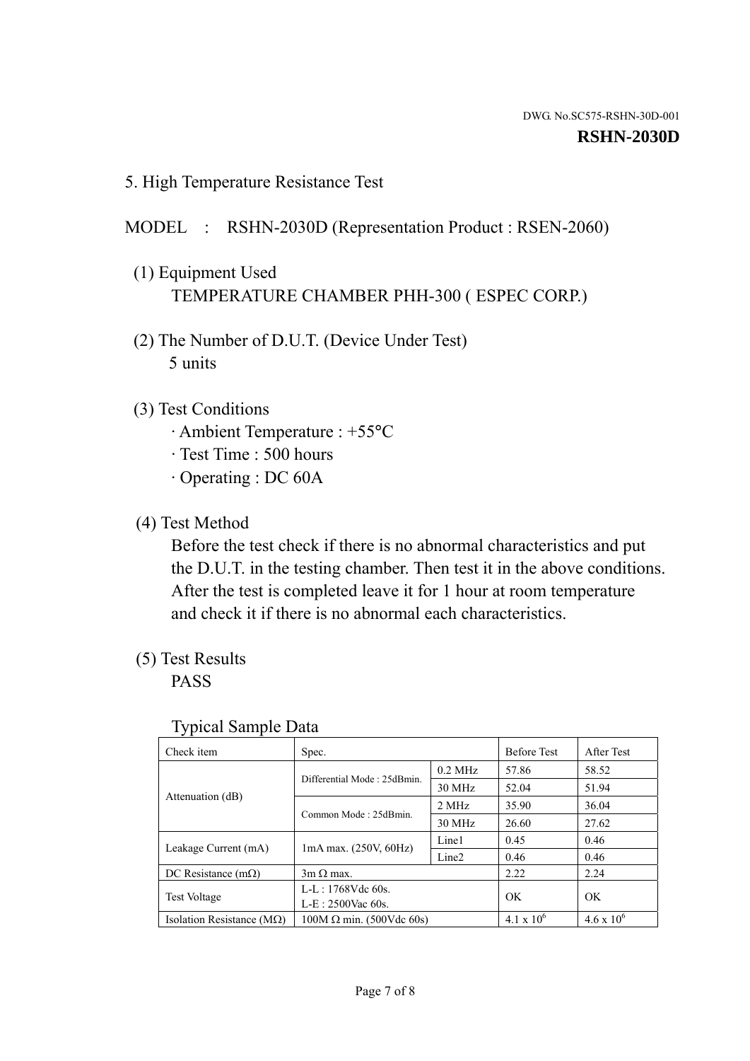DWG. No.SC575-RSHN-30D-001

**RSHN-2030D**

5. High Temperature Resistance Test

MODEL : RSHN-2030D (Representation Product : RSEN-2060)

(1) Equipment Used
TEMPERATURE CHAMBER PHH-300 ( ESPEC CORP.)

(2) The Number of D.U.T. (Device Under Test)
5 units

(3) Test Conditions
· Ambient Temperature : +55°C
· Test Time : 500 hours
· Operating : DC 60A

(4) Test Method
Before the test check if there is no abnormal characteristics and put the D.U.T. in the testing chamber. Then test it in the above conditions. After the test is completed leave it for 1 hour at room temperature and check it if there is no abnormal each characteristics.

(5) Test Results
PASS

Typical Sample Data

| Check item | Spec. | | Before Test | After Test |
|---|---|---|---|---|
| Attenuation (dB) | Differential Mode : 25dBmin. | 0.2 MHz | 57.86 | 58.52 |
| | | 30 MHz | 52.04 | 51.94 |
| | Common Mode : 25dBmin. | 2 MHz | 35.90 | 36.04 |
| | | 30 MHz | 26.60 | 27.62 |
| Leakage Current (mA) | 1mA max. (250V, 60Hz) | Line1 | 0.45 | 0.46 |
| | | Line2 | 0.46 | 0.46 |
| DC Resistance (mΩ) | 3m Ω max. | | 2.22 | 2.24 |
| Test Voltage | L-L : 1768Vdc 60s.<br>L-E : 2500Vac 60s. | | OK | OK |
| Isolation Resistance (MΩ) | 100M Ω min. (500Vdc 60s) | | $4.1 \times 10^6$ | $4.6 \times 10^6$ |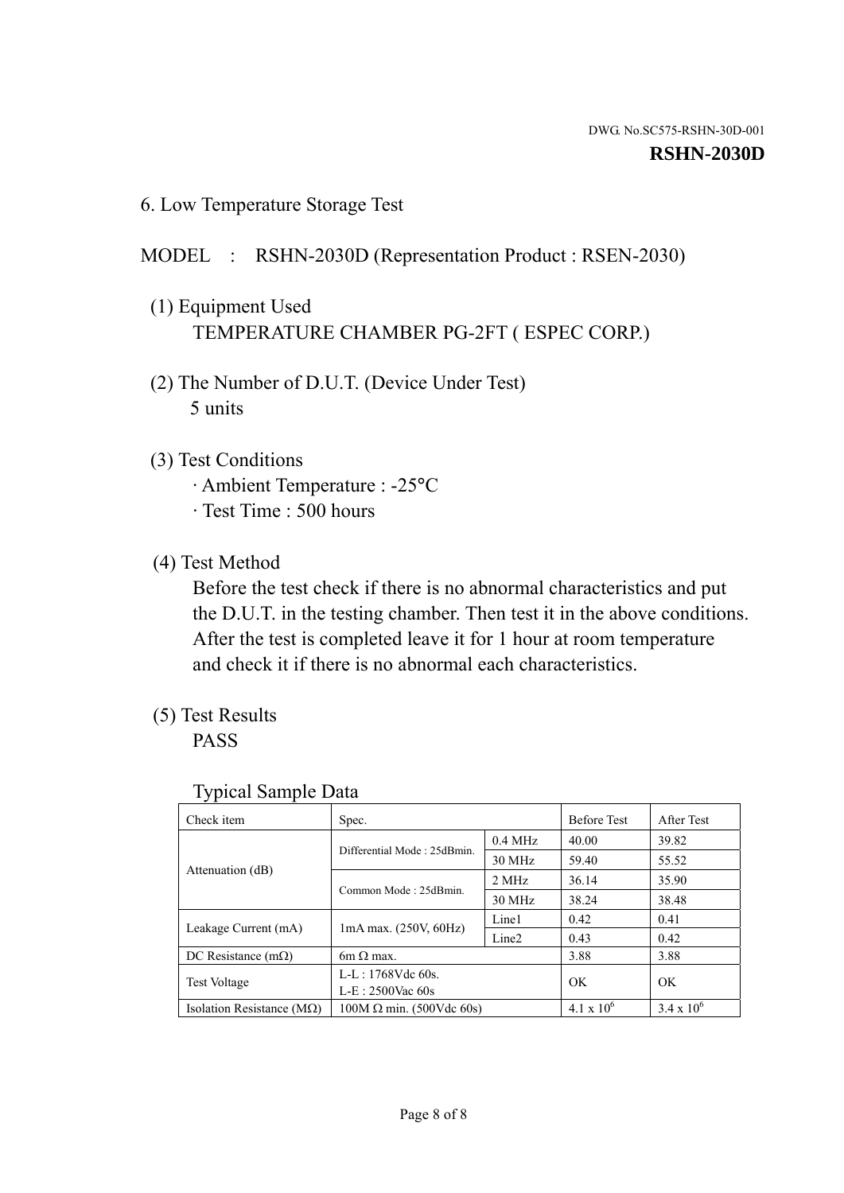DWG. No.SC575-RSHN-30D-001

**RSHN-2030D**

## 6. Low Temperature Storage Test

MODEL : RSHN-2030D (Representation Product : RSEN-2030)

(1) Equipment Used
TEMPERATURE CHAMBER PG-2FT ( ESPEC CORP.)

(2) The Number of D.U.T. (Device Under Test)
5 units

(3) Test Conditions
· Ambient Temperature : -25°C
· Test Time : 500 hours

(4) Test Method
Before the test check if there is no abnormal characteristics and put the D.U.T. in the testing chamber. Then test it in the above conditions. After the test is completed leave it for 1 hour at room temperature and check it if there is no abnormal each characteristics.

(5) Test Results
PASS

Typical Sample Data

| Check item | Spec. | | Before Test | After Test |
|---|---|---|---|---|
| Attenuation (dB) | Differential Mode : 25dBmin. | 0.4 MHz | 40.00 | 39.82 |
| | | 30 MHz | 59.40 | 55.52 |
| | Common Mode : 25dBmin. | 2 MHz | 36.14 | 35.90 |
| | | 30 MHz | 38.24 | 38.48 |
| Leakage Current (mA) | 1mA max. (250V, 60Hz) | Line1 | 0.42 | 0.41 |
| | | Line2 | 0.43 | 0.42 |
| DC Resistance (mΩ) | 6m Ω max. | | 3.88 | 3.88 |
| Test Voltage | L-L : 1768Vdc 60s.<br>L-E : 2500Vac 60s | | OK | OK |
| Isolation Resistance (MΩ) | 100M Ω min. (500Vdc 60s) | | $4.1 \times 10^6$ | $3.4 \times 10^6$ |